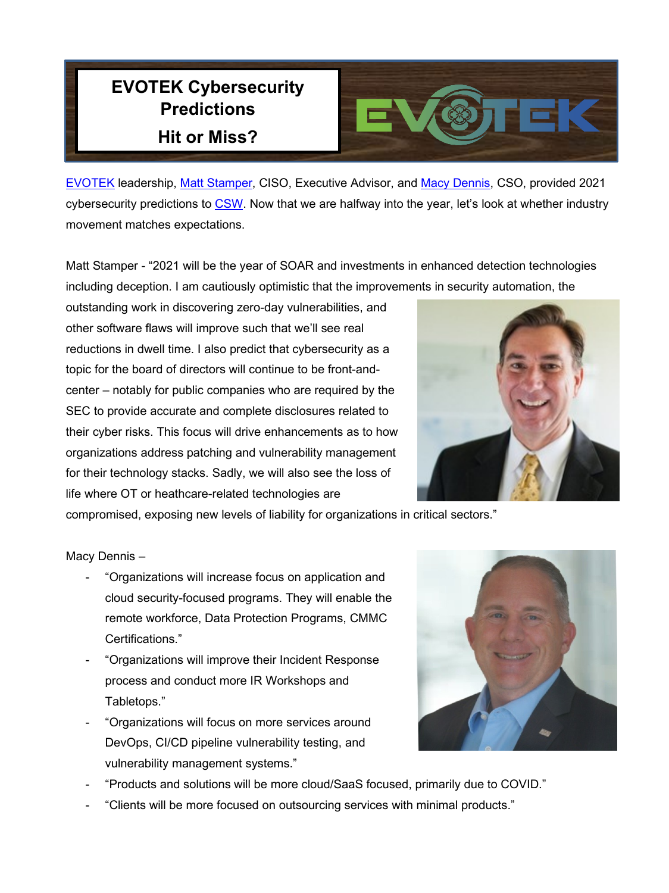# EVOTEK Cybersecurity Predictions

# Hit or Miss?

EVOTEK leadership, Matt Stamper, CISO, Executive Advisor, and Macy Dennis, CSO, provided 2021 cybersecurity predictions to CSW. Now that we are halfway into the year, let's look at whether industry movement matches expectations.

Matt Stamper - "2021 will be the year of SOAR and investments in enhanced detection technologies including deception. I am cautiously optimistic that the improvements in security automation, the outstanding work in discovering zero-day vulnerabilities, and other software flaws will improve such that we'll see real reductions in dwell time. I also predict that cybersecurity as a topic for the board of directors will continue to be front-and-center – notably for public companies who are required by the SEC to provide accurate and complete disclosures related to their cyber risks. This focus will drive enhancements as to how organizations address patching and vulnerability management for their technology stacks. Sadly, we will also see the loss of life where OT or heathcare-related technologies are compromised, exposing new levels of liability for organizations in critical sectors."

Macy Dennis –

- "Organizations will increase focus on application and cloud security-focused programs. They will enable the remote workforce, Data Protection Programs, CMMC Certifications."
- "Organizations will improve their Incident Response process and conduct more IR Workshops and Tabletops."
- "Organizations will focus on more services around DevOps, CI/CD pipeline vulnerability testing, and vulnerability management systems."
- "Products and solutions will be more cloud/SaaS focused, primarily due to COVID."
- "Clients will be more focused on outsourcing services with minimal products."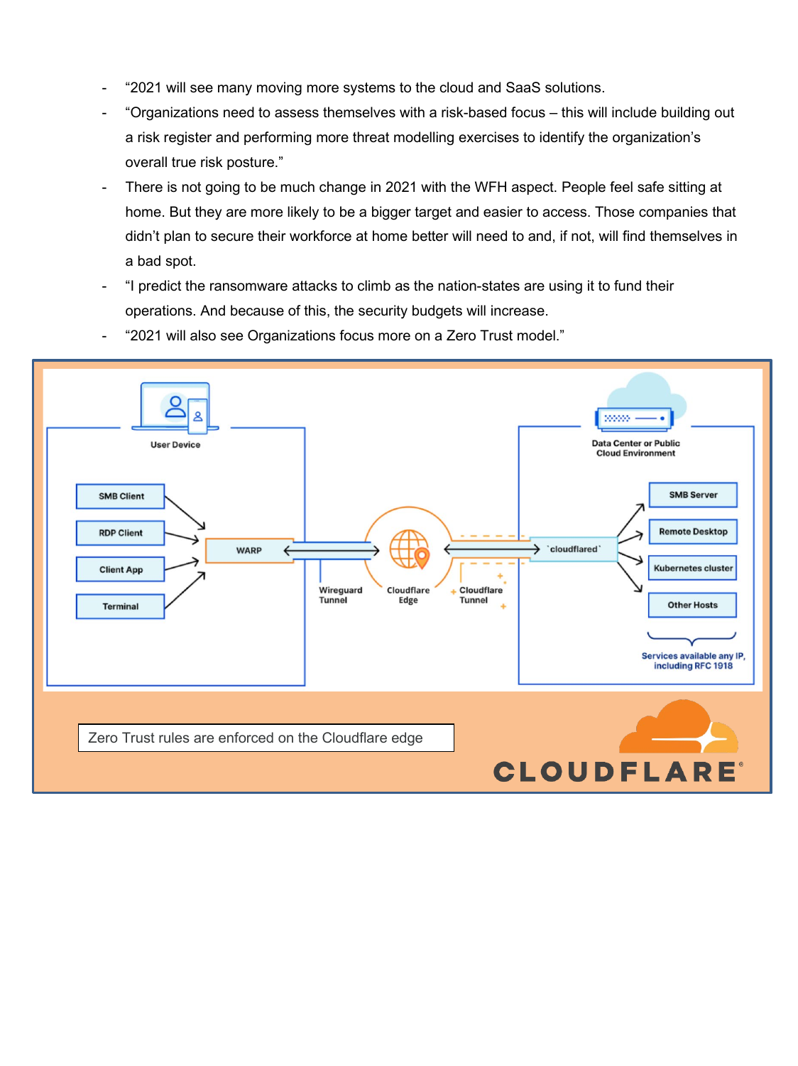- "2021 will see many moving more systems to the cloud and SaaS solutions.
- "Organizations need to assess themselves with a risk-based focus – this will include building out a risk register and performing more threat modelling exercises to identify the organization's overall true risk posture."
- There is not going to be much change in 2021 with the WFH aspect. People feel safe sitting at home. But they are more likely to be a bigger target and easier to access. Those companies that didn't plan to secure their workforce at home better will need to and, if not, will find themselves in a bad spot.
- "I predict the ransomware attacks to climb as the nation-states are using it to fund their operations. And because of this, the security budgets will increase.
- "2021 will also see Organizations focus more on a Zero Trust model."

Zero Trust rules are enforced on the Cloudflare edge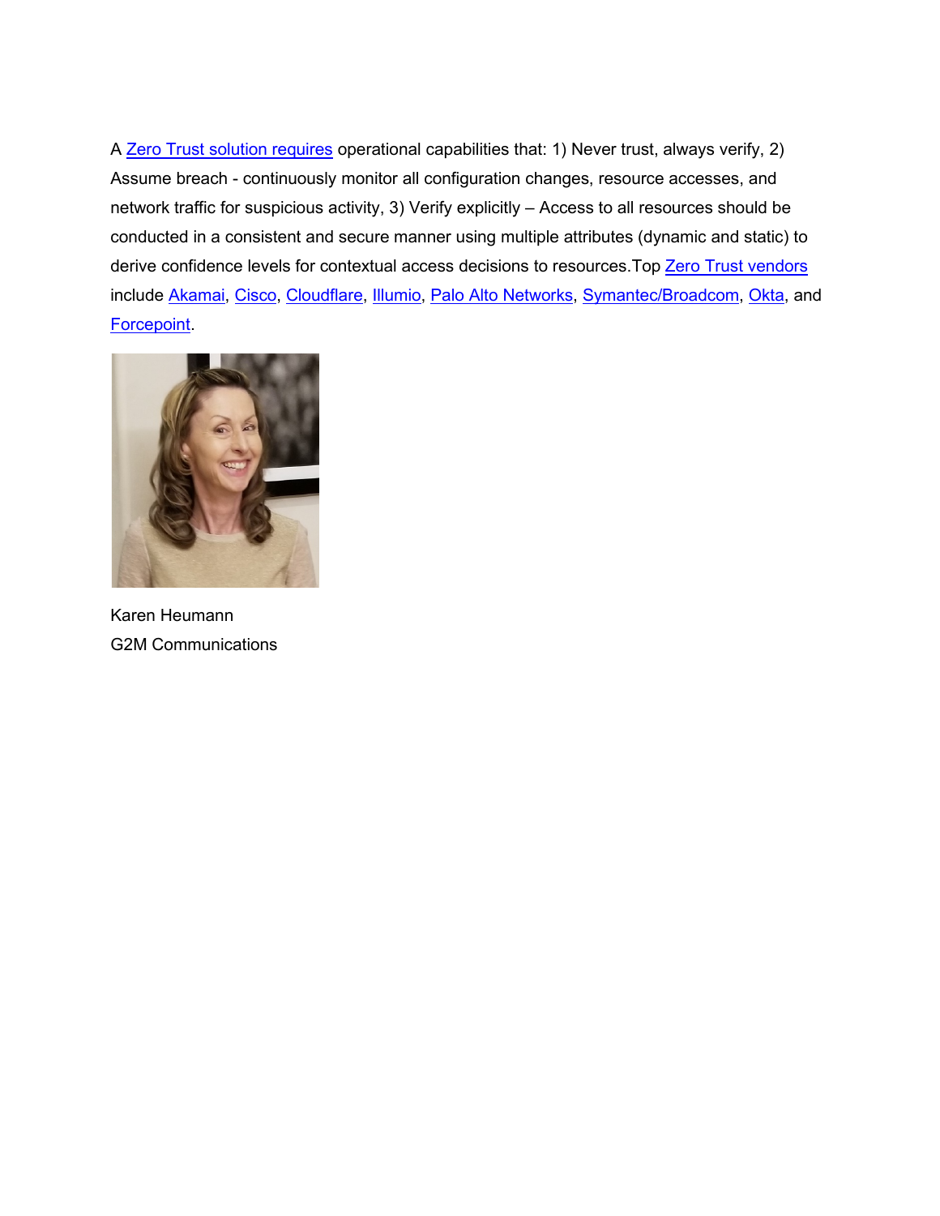A Zero Trust solution requires operational capabilities that: 1) Never trust, always verify, 2) Assume breach - continuously monitor all configuration changes, resource accesses, and network traffic for suspicious activity, 3) Verify explicitly – Access to all resources should be conducted in a consistent and secure manner using multiple attributes (dynamic and static) to derive confidence levels for contextual access decisions to resources.Top Zero Trust vendors include Akamai, Cisco, Cloudflare, Illumio, Palo Alto Networks, Symantec/Broadcom, Okta, and Forcepoint.

Karen Heumann
G2M Communications